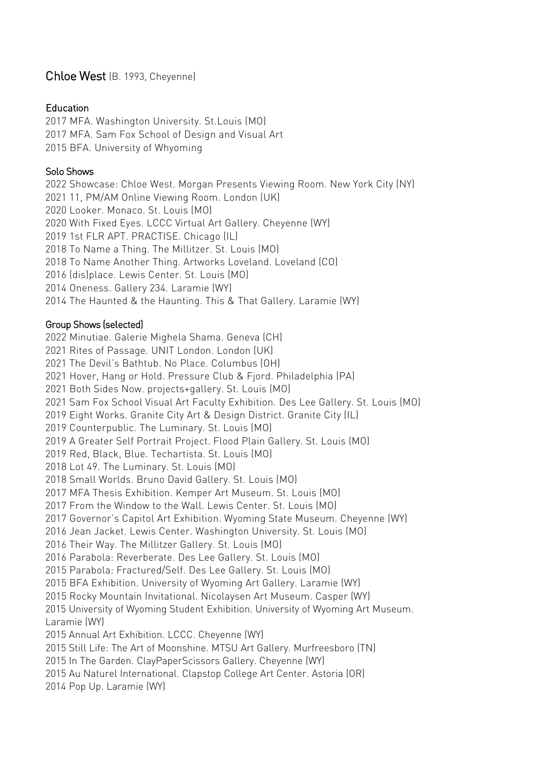# Chloe West (B. 1993, Cheyenne)

## Education

2017 MFA. Washington University. St.Louis (MO)
2017 MFA. Sam Fox School of Design and Visual Art
2015 BFA. University of Whyoming

## Solo Shows

2022 Showcase: Chloe West. Morgan Presents Viewing Room. New York City (NY)
2021 11, PM/AM Online Viewing Room. London (UK)
2020 Looker. Monaco. St. Louis (MO)
2020 With Fixed Eyes. LCCC Virtual Art Gallery. Cheyenne (WY)
2019 1st FLR APT. PRACTISE. Chicago (IL)
2018 To Name a Thing. The Millitzer. St. Louis (MO)
2018 To Name Another Thing. Artworks Loveland. Loveland (CO)
2016 (dis)place. Lewis Center. St. Louis (MO)
2014 Oneness. Gallery 234. Laramie (WY)
2014 The Haunted & the Haunting. This & That Gallery. Laramie (WY)

## Group Shows (selected)

2022 Minutiae. Galerie Mighela Shama. Geneva (CH)
2021 Rites of Passage. UNIT London. London (UK)
2021 The Devil's Bathtub. No Place. Columbus (OH)
2021 Hover, Hang or Hold. Pressure Club & Fjord. Philadelphia (PA)
2021 Both Sides Now. projects+gallery. St. Louis (MO)
2021 Sam Fox School Visual Art Faculty Exhibition. Des Lee Gallery. St. Louis (MO)
2019 Eight Works. Granite City Art & Design District. Granite City (IL)
2019 Counterpublic. The Luminary. St. Louis (MO)
2019 A Greater Self Portrait Project. Flood Plain Gallery. St. Louis (MO)
2019 Red, Black, Blue. Techartista. St. Louis (MO)
2018 Lot 49. The Luminary. St. Louis (MO)
2018 Small Worlds. Bruno David Gallery. St. Louis (MO)
2017 MFA Thesis Exhibition. Kemper Art Museum. St. Louis (MO)
2017 From the Window to the Wall. Lewis Center. St. Louis (MO)
2017 Governor's Capitol Art Exhibition. Wyoming State Museum. Cheyenne (WY)
2016 Jean Jacket. Lewis Center. Washington University. St. Louis (MO)
2016 Their Way. The Millitzer Gallery. St. Louis (MO)
2016 Parabola: Reverberate. Des Lee Gallery. St. Louis (MO)
2015 Parabola: Fractured/Self. Des Lee Gallery. St. Louis (MO)
2015 BFA Exhibition. University of Wyoming Art Gallery. Laramie (WY)
2015 Rocky Mountain Invitational. Nicolaysen Art Museum. Casper (WY)
2015 University of Wyoming Student Exhibition. University of Wyoming Art Museum. Laramie (WY)
2015 Annual Art Exhibition. LCCC. Cheyenne (WY)
2015 Still Life: The Art of Moonshine. MTSU Art Gallery. Murfreesboro (TN)
2015 In The Garden. ClayPaperScissors Gallery. Cheyenne (WY)
2015 Au Naturel International. Clapstop College Art Center. Astoria (OR)
2014 Pop Up. Laramie (WY)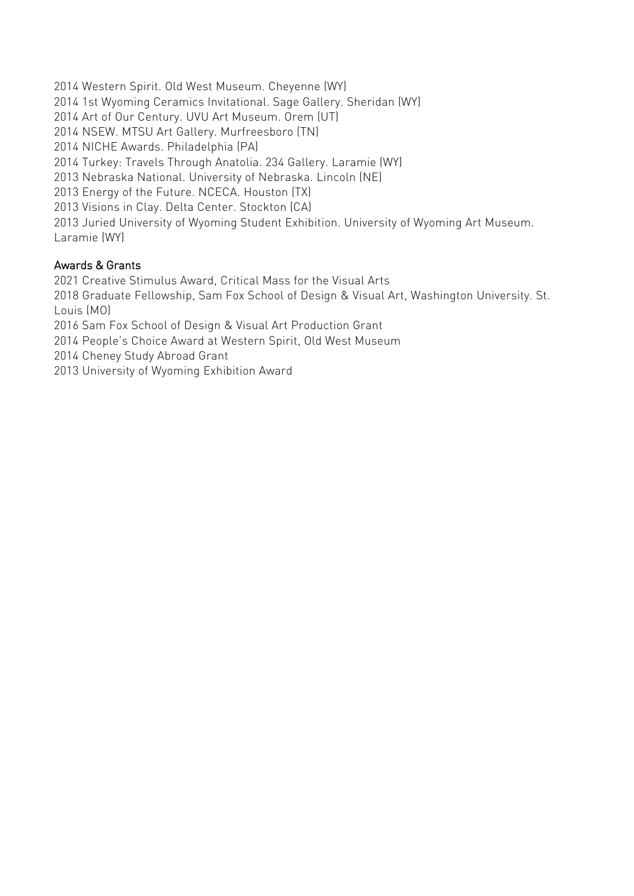2014 Western Spirit. Old West Museum. Cheyenne (WY)
2014 1st Wyoming Ceramics Invitational. Sage Gallery. Sheridan (WY)
2014 Art of Our Century. UVU Art Museum. Orem (UT)
2014 NSEW. MTSU Art Gallery. Murfreesboro (TN)
2014 NICHE Awards. Philadelphia (PA)
2014 Turkey: Travels Through Anatolia. 234 Gallery. Laramie (WY)
2013 Nebraska National. University of Nebraska. Lincoln (NE)
2013 Energy of the Future. NCECA. Houston (TX)
2013 Visions in Clay. Delta Center. Stockton (CA)
2013 Juried University of Wyoming Student Exhibition. University of Wyoming Art Museum. Laramie (WY)

## Awards & Grants

2021 Creative Stimulus Award, Critical Mass for the Visual Arts
2018 Graduate Fellowship, Sam Fox School of Design & Visual Art, Washington University. St. Louis (MO)
2016 Sam Fox School of Design & Visual Art Production Grant
2014 People's Choice Award at Western Spirit, Old West Museum
2014 Cheney Study Abroad Grant
2013 University of Wyoming Exhibition Award